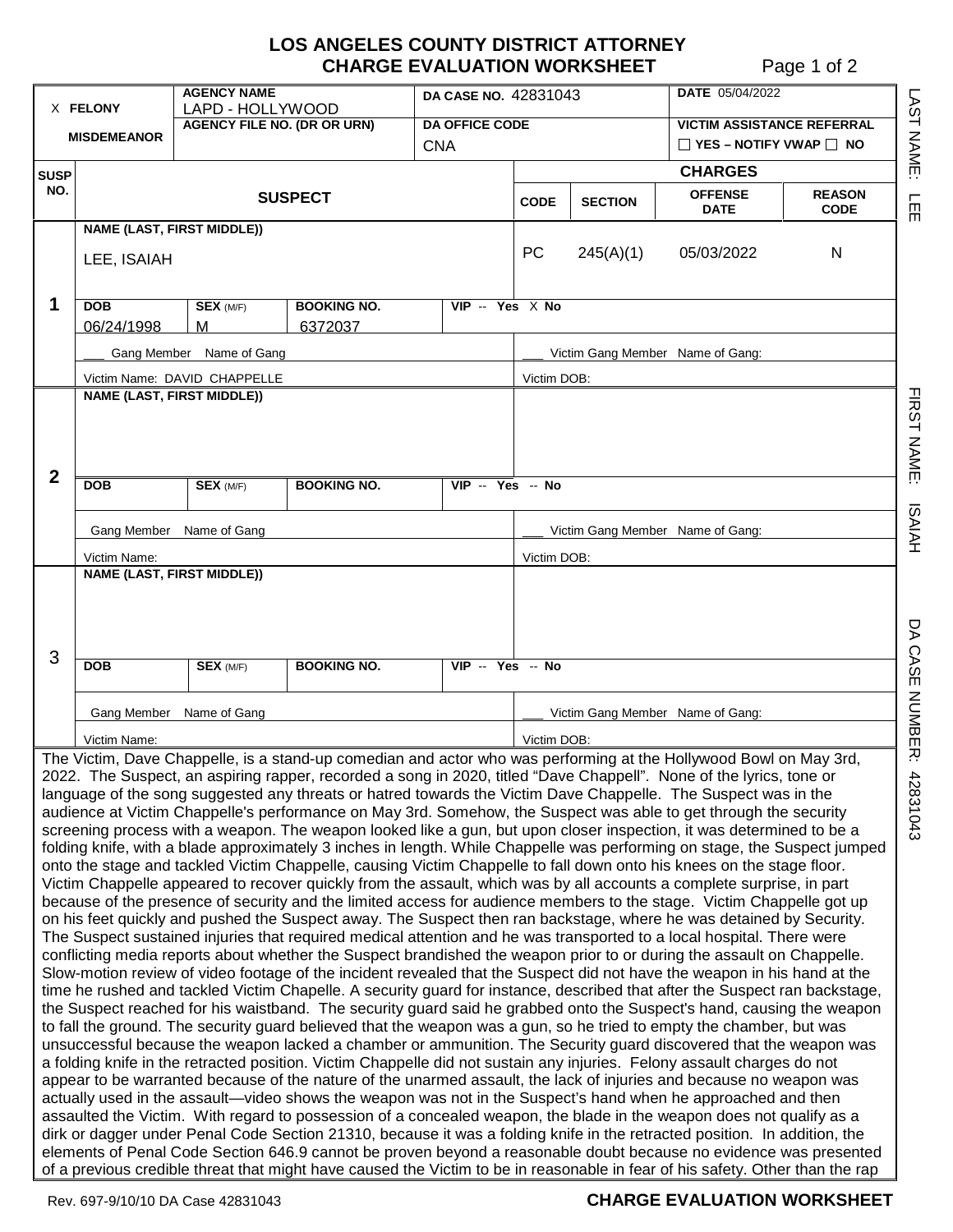# LOS ANGELES COUNTY DISTRICT ATTORNEY
## CHARGE EVALUATION WORKSHEET

| X FELONY / MISDEMEANOR | AGENCY NAME: LAPD - HOLLYWOOD | DA CASE NO. 42831043 | DATE 05/04/2022 |
|---|---|---|---|
| | AGENCY FILE NO. (DR OR URN) | DA OFFICE CODE: CNA | VICTIM ASSISTANCE REFERRAL ☐ YES – NOTIFY VWAP ☐ NO |

| SUSP NO. | SUSPECT | | | | CODE | SECTION | OFFENSE DATE | REASON CODE |
|---|---|---|---|---|---|---|---|---|
| 1 | NAME (LAST, FIRST MIDDLE)): LEE, ISAIAH | | | | PC | 245(A)(1) | 05/03/2022 | N |
| | DOB: 06/24/1998 | SEX (M/F): M | BOOKING NO.: 6372037 | VIP -- Yes X No | | | | |
| | ___ Gang Member Name of Gang | | | | ___ Victim Gang Member Name of Gang: | | | |
| | Victim Name: DAVID CHAPPELLE | | | | Victim DOB: | | | |
| 2 | NAME (LAST, FIRST MIDDLE)) | | | | | | | |
| | DOB | SEX (M/F) | BOOKING NO. | VIP -- Yes -- No | | | | |
| | Gang Member Name of Gang | | | | ___ Victim Gang Member Name of Gang: | | | |
| | Victim Name: | | | | Victim DOB: | | | |
| 3 | NAME (LAST, FIRST MIDDLE)) | | | | | | | |
| | DOB | SEX (M/F) | BOOKING NO. | VIP -- Yes -- No | | | | |
| | Gang Member Name of Gang | | | | ___ Victim Gang Member Name of Gang: | | | |
| | Victim Name: | | | | Victim DOB: | | | |

LAST NAME: LEE FIRST NAME: ISAIAH DA CASE NUMBER: 42831043

The Victim, Dave Chappelle, is a stand-up comedian and actor who was performing at the Hollywood Bowl on May 3rd, 2022. The Suspect, an aspiring rapper, recorded a song in 2020, titled "Dave Chappell". None of the lyrics, tone or language of the song suggested any threats or hatred towards the Victim Dave Chappelle. The Suspect was in the audience at Victim Chappelle's performance on May 3rd. Somehow, the Suspect was able to get through the security screening process with a weapon. The weapon looked like a gun, but upon closer inspection, it was determined to be a folding knife, with a blade approximately 3 inches in length. While Chappelle was performing on stage, the Suspect jumped onto the stage and tackled Victim Chappelle, causing Victim Chappelle to fall down onto his knees on the stage floor. Victim Chappelle appeared to recover quickly from the assault, which was by all accounts a complete surprise, in part because of the presence of security and the limited access for audience members to the stage. Victim Chappelle got up on his feet quickly and pushed the Suspect away. The Suspect then ran backstage, where he was detained by Security. The Suspect sustained injuries that required medical attention and he was transported to a local hospital. There were conflicting media reports about whether the Suspect brandished the weapon prior to or during the assault on Chappelle. Slow-motion review of video footage of the incident revealed that the Suspect did not have the weapon in his hand at the time he rushed and tackled Victim Chapelle. A security guard for instance, described that after the Suspect ran backstage, the Suspect reached for his waistband. The security guard said he grabbed onto the Suspect's hand, causing the weapon to fall the ground. The security guard believed that the weapon was a gun, so he tried to empty the chamber, but was unsuccessful because the weapon lacked a chamber or ammunition. The Security guard discovered that the weapon was a folding knife in the retracted position. Victim Chappelle did not sustain any injuries. Felony assault charges do not appear to be warranted because of the nature of the unarmed assault, the lack of injuries and because no weapon was actually used in the assault—video shows the weapon was not in the Suspect's hand when he approached and then assaulted the Victim. With regard to possession of a concealed weapon, the blade in the weapon does not qualify as a dirk or dagger under Penal Code Section 21310, because it was a folding knife in the retracted position. In addition, the elements of Penal Code Section 646.9 cannot be proven beyond a reasonable doubt because no evidence was presented of a previous credible threat that might have caused the Victim to be in reasonable in fear of his safety. Other than the rap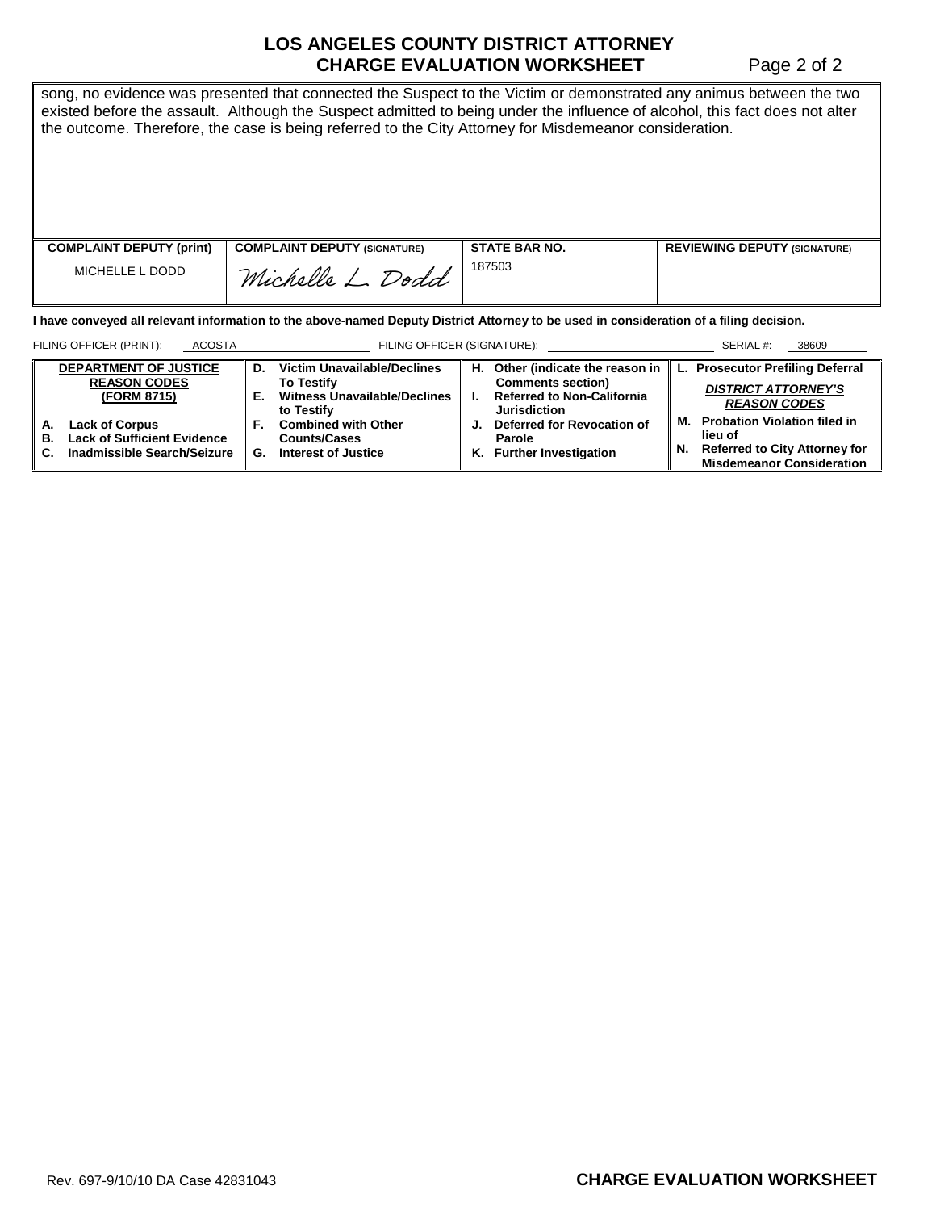# LOS ANGELES COUNTY DISTRICT ATTORNEY
# CHARGE EVALUATION WORKSHEET

song, no evidence was presented that connected the Suspect to the Victim or demonstrated any animus between the two existed before the assault. Although the Suspect admitted to being under the influence of alcohol, this fact does not alter the outcome. Therefore, the case is being referred to the City Attorney for Misdemeanor consideration.

| COMPLAINT DEPUTY (print) | COMPLAINT DEPUTY (SIGNATURE) | STATE BAR NO. | REVIEWING DEPUTY (SIGNATURE) |
|---|---|---|---|
| MICHELLE L DODD | Michelle L. Dodd | 187503 | |

**I have conveyed all relevant information to the above-named Deputy District Attorney to be used in consideration of a filing decision.**

FILING OFFICER (PRINT): ACOSTA FILING OFFICER (SIGNATURE): SERIAL #: 38609

| | | | |
|---|---|---|---|
| **DEPARTMENT OF JUSTICE REASON CODES (FORM 8715)**<br>**A. Lack of Corpus**<br>**B. Lack of Sufficient Evidence**<br>**C. Inadmissible Search/Seizure** | **D. Victim Unavailable/Declines To Testify**<br>**E. Witness Unavailable/Declines to Testify**<br>**F. Combined with Other Counts/Cases**<br>**G. Interest of Justice** | **H. Other (indicate the reason in Comments section)**<br>**I. Referred to Non-California Jurisdiction**<br>**J. Deferred for Revocation of Parole**<br>**K. Further Investigation** | **L. Prosecutor Prefiling Deferral**<br>***DISTRICT ATTORNEY'S REASON CODES***<br>**M. Probation Violation filed in lieu of**<br>**N. Referred to City Attorney for Misdemeanor Consideration** |

Rev. 697-9/10/10 DA Case 42831043 **CHARGE EVALUATION WORKSHEET**